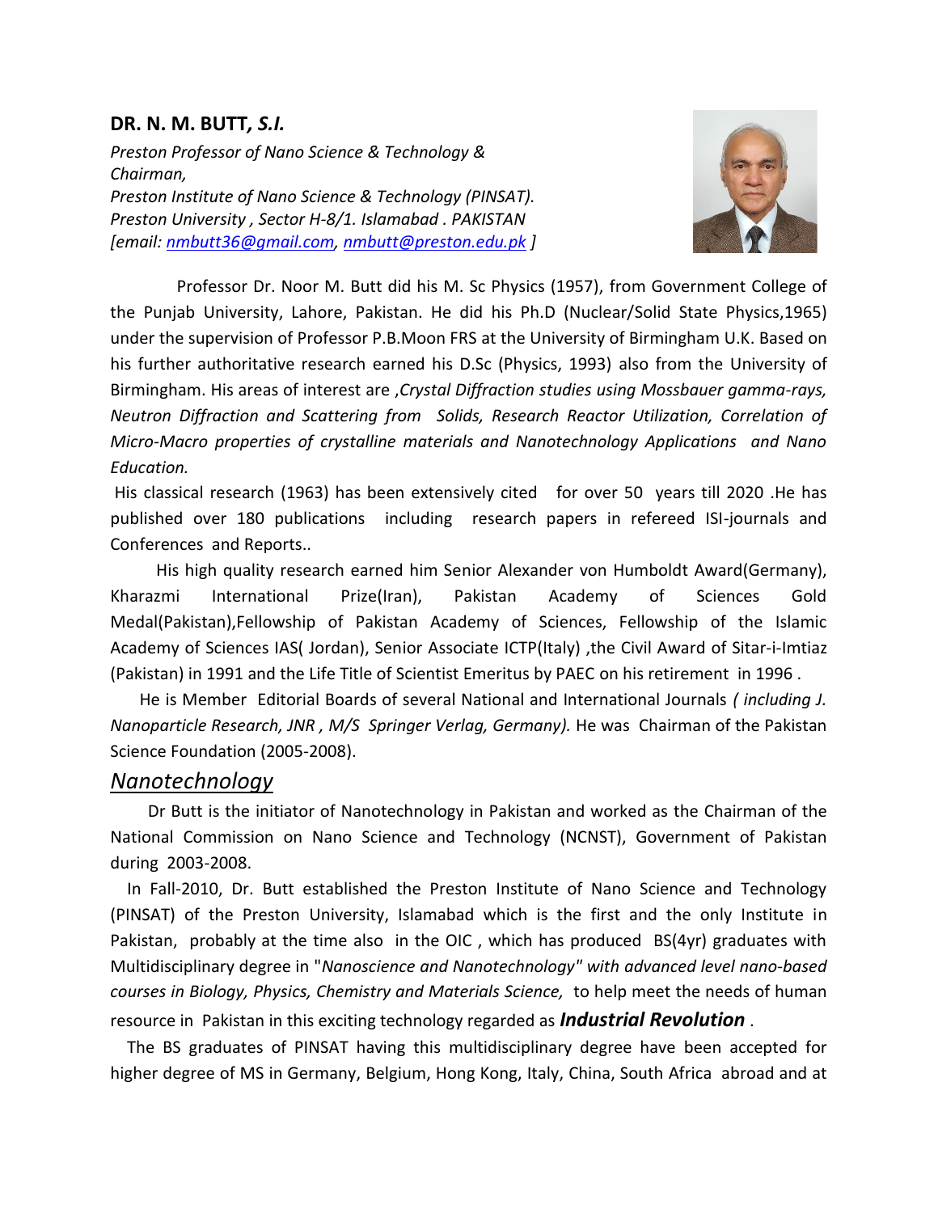**DR. N. M. BUTT, *S.I.***

*Preston Professor of Nano Science & Technology &*
*Chairman,*
*Preston Institute of Nano Science & Technology (PINSAT).*
*Preston University , Sector H-8/1. Islamabad . PAKISTAN*
*[email: nmbutt36@gmail.com, nmbutt@preston.edu.pk ]*

Professor Dr. Noor M. Butt did his M. Sc Physics (1957), from Government College of the Punjab University, Lahore, Pakistan. He did his Ph.D (Nuclear/Solid State Physics,1965) under the supervision of Professor P.B.Moon FRS at the University of Birmingham U.K. Based on his further authoritative research earned his D.Sc (Physics, 1993) also from the University of Birmingham. His areas of interest are ,*Crystal Diffraction studies using Mossbauer gamma-rays, Neutron Diffraction and Scattering from Solids, Research Reactor Utilization, Correlation of Micro-Macro properties of crystalline materials and Nanotechnology Applications and Nano Education.*

His classical research (1963) has been extensively cited for over 50 years till 2020 .He has published over 180 publications including research papers in refereed ISI-journals and Conferences and Reports..

His high quality research earned him Senior Alexander von Humboldt Award(Germany), Kharazmi International Prize(Iran), Pakistan Academy of Sciences Gold Medal(Pakistan),Fellowship of Pakistan Academy of Sciences, Fellowship of the Islamic Academy of Sciences IAS( Jordan), Senior Associate ICTP(Italy) ,the Civil Award of Sitar-i-Imtiaz (Pakistan) in 1991 and the Life Title of Scientist Emeritus by PAEC on his retirement in 1996 .

He is Member Editorial Boards of several National and International Journals *( including J. Nanoparticle Research, JNR , M/S Springer Verlag, Germany).* He was Chairman of the Pakistan Science Foundation (2005-2008).

## *Nanotechnology*

Dr Butt is the initiator of Nanotechnology in Pakistan and worked as the Chairman of the National Commission on Nano Science and Technology (NCNST), Government of Pakistan during 2003-2008.

In Fall-2010, Dr. Butt established the Preston Institute of Nano Science and Technology (PINSAT) of the Preston University, Islamabad which is the first and the only Institute in Pakistan, probably at the time also in the OIC , which has produced BS(4yr) graduates with Multidisciplinary degree in "*Nanoscience and Nanotechnology" with advanced level nano-based courses in Biology, Physics, Chemistry and Materials Science,* to help meet the needs of human resource in Pakistan in this exciting technology regarded as ***Industrial Revolution*** .

The BS graduates of PINSAT having this multidisciplinary degree have been accepted for higher degree of MS in Germany, Belgium, Hong Kong, Italy, China, South Africa abroad and at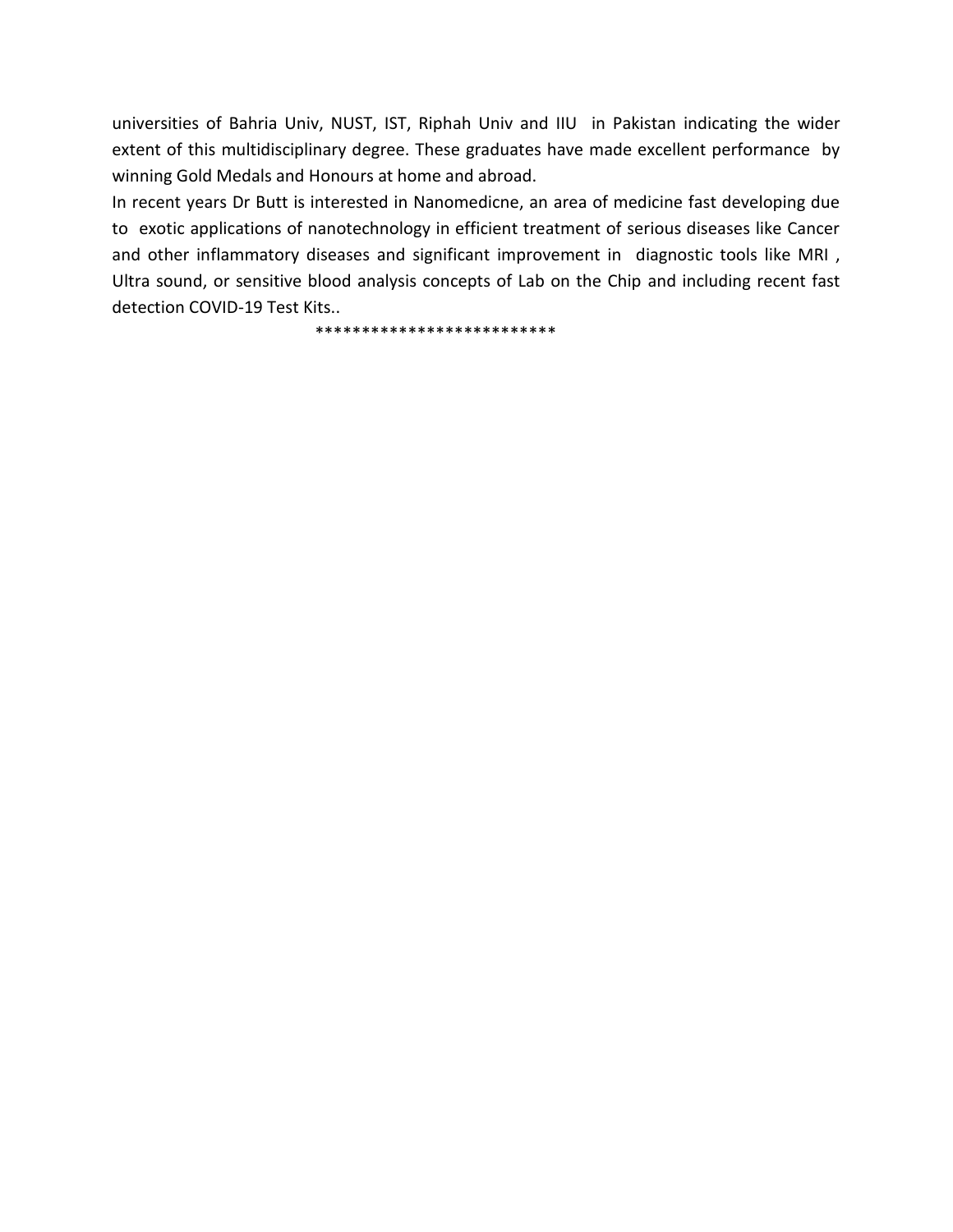universities of Bahria Univ, NUST, IST, Riphah Univ and IIU in Pakistan indicating the wider extent of this multidisciplinary degree. These graduates have made excellent performance by winning Gold Medals and Honours at home and abroad.

In recent years Dr Butt is interested in Nanomedicne, an area of medicine fast developing due to exotic applications of nanotechnology in efficient treatment of serious diseases like Cancer and other inflammatory diseases and significant improvement in diagnostic tools like MRI , Ultra sound, or sensitive blood analysis concepts of Lab on the Chip and including recent fast detection COVID-19 Test Kits..

**************************